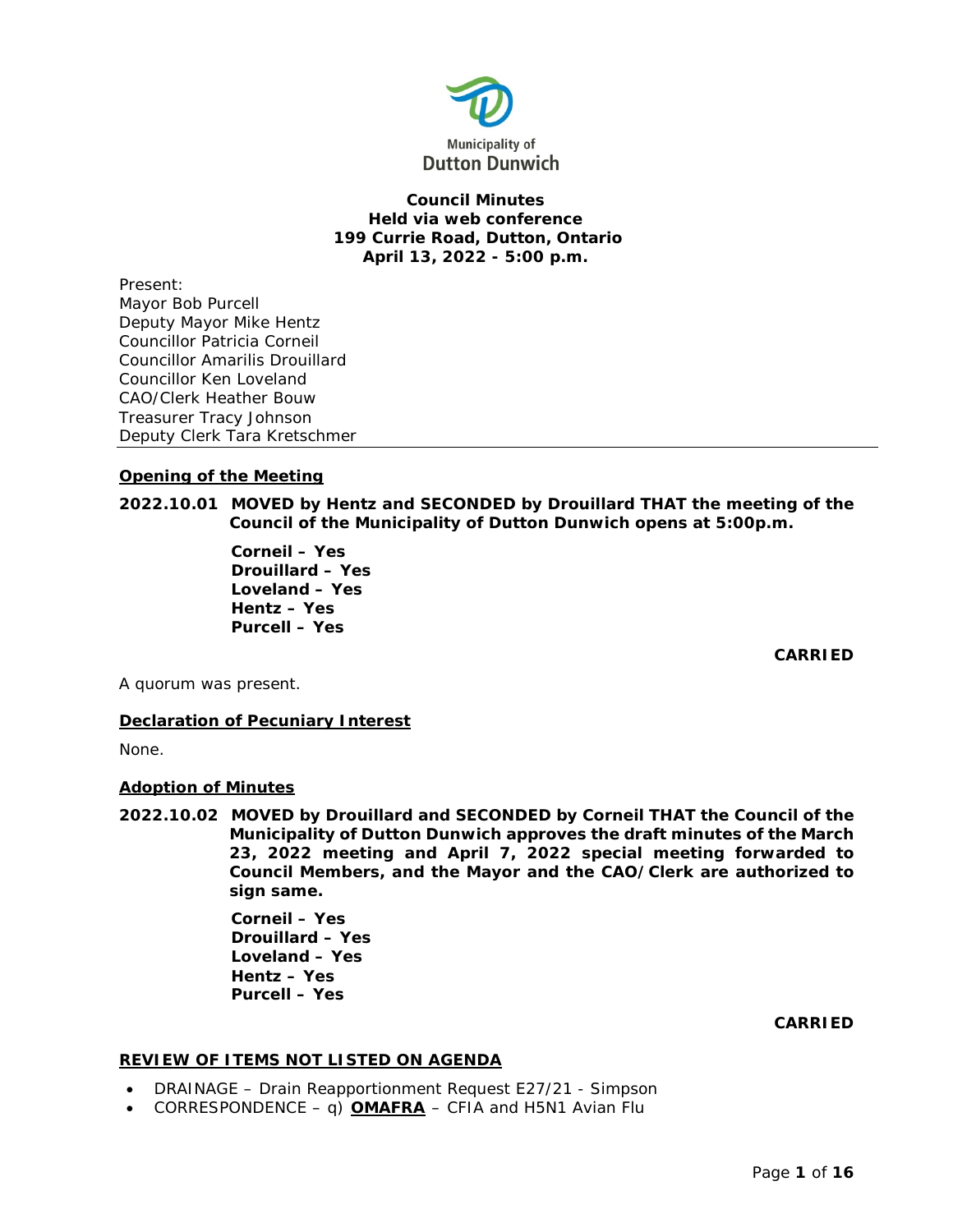Municipality of
Dutton Dunwich

**Council Minutes**
**Held via web conference**
**199 Currie Road, Dutton, Ontario**
**April 13, 2022 - 5:00 p.m.**

Present:
Mayor Bob Purcell
Deputy Mayor Mike Hentz
Councillor Patricia Corneil
Councillor Amarilis Drouillard
Councillor Ken Loveland
CAO/Clerk Heather Bouw
Treasurer Tracy Johnson
Deputy Clerk Tara Kretschmer

---

**Opening of the Meeting**

**2022.10.01 MOVED by Hentz and SECONDED by Drouillard THAT the meeting of the Council of the Municipality of Dutton Dunwich opens at 5:00p.m.**

**Corneil – Yes**
**Drouillard – Yes**
**Loveland – Yes**
**Hentz – Yes**
**Purcell – Yes**

**CARRIED**

A quorum was present.

**Declaration of Pecuniary Interest**

None.

**Adoption of Minutes**

**2022.10.02 MOVED by Drouillard and SECONDED by Corneil THAT the Council of the Municipality of Dutton Dunwich approves the draft minutes of the March 23, 2022 meeting and April 7, 2022 special meeting forwarded to Council Members, and the Mayor and the CAO/Clerk are authorized to sign same.**

**Corneil – Yes**
**Drouillard – Yes**
**Loveland – Yes**
**Hentz – Yes**
**Purcell – Yes**

**CARRIED**

**REVIEW OF ITEMS NOT LISTED ON AGENDA**

- DRAINAGE – Drain Reapportionment Request E27/21 - Simpson
- CORRESPONDENCE – q) **OMAFRA** – CFIA and H5N1 Avian Flu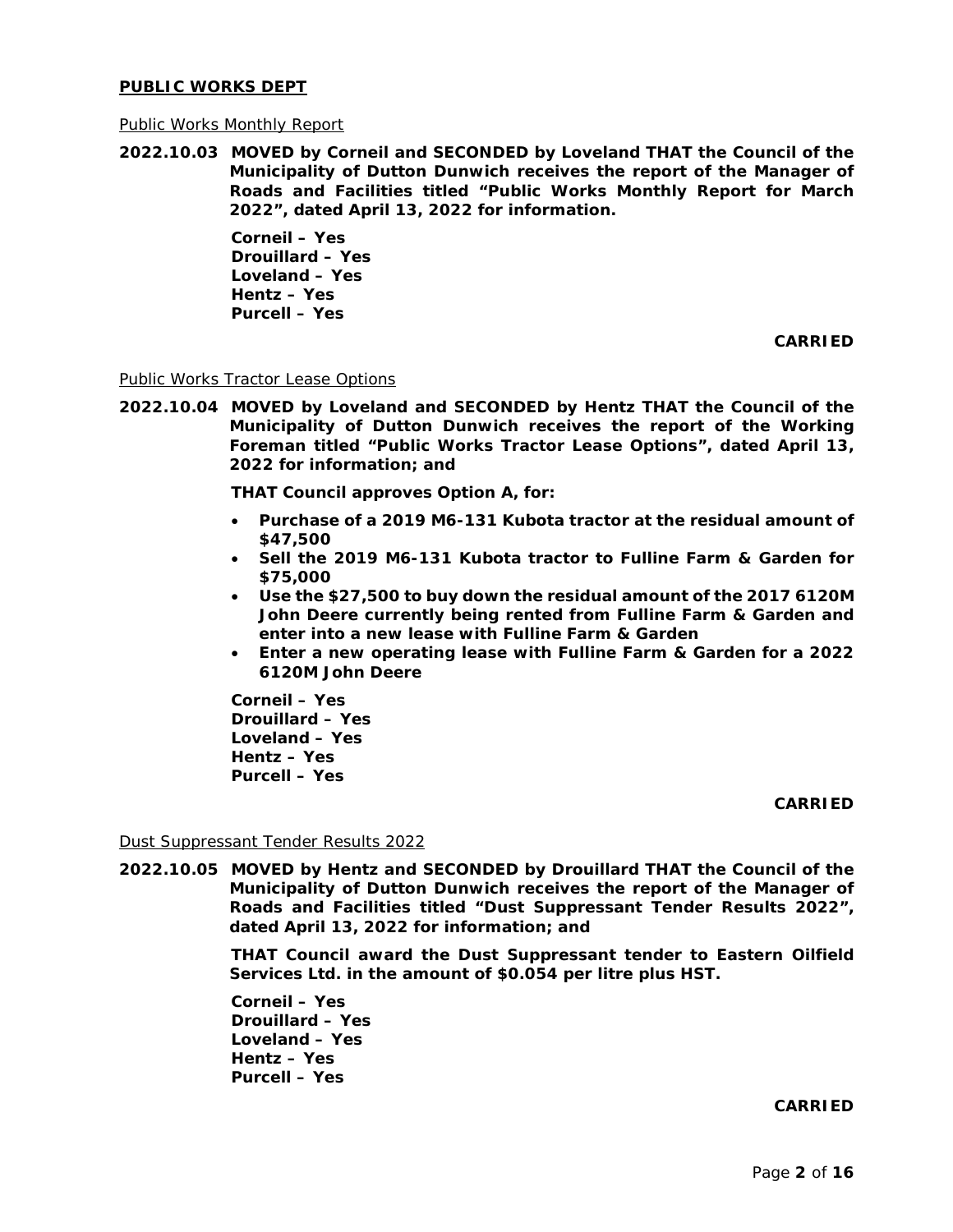## PUBLIC WORKS DEPT

Public Works Monthly Report

**2022.10.03 MOVED by Corneil and SECONDED by Loveland THAT the Council of the Municipality of Dutton Dunwich receives the report of the Manager of Roads and Facilities titled "Public Works Monthly Report for March 2022", dated April 13, 2022 for information.**

**Corneil – Yes**
**Drouillard – Yes**
**Loveland – Yes**
**Hentz – Yes**
**Purcell – Yes**

**CARRIED**

Public Works Tractor Lease Options

**2022.10.04 MOVED by Loveland and SECONDED by Hentz THAT the Council of the Municipality of Dutton Dunwich receives the report of the Working Foreman titled "Public Works Tractor Lease Options", dated April 13, 2022 for information; and**

**THAT Council approves Option A, for:**

- **Purchase of a 2019 M6-131 Kubota tractor at the residual amount of $47,500**
- **Sell the 2019 M6-131 Kubota tractor to Fulline Farm & Garden for $75,000**
- **Use the $27,500 to buy down the residual amount of the 2017 6120M John Deere currently being rented from Fulline Farm & Garden and enter into a new lease with Fulline Farm & Garden**
- **Enter a new operating lease with Fulline Farm & Garden for a 2022 6120M John Deere**

**Corneil – Yes**
**Drouillard – Yes**
**Loveland – Yes**
**Hentz – Yes**
**Purcell – Yes**

**CARRIED**

Dust Suppressant Tender Results 2022

**2022.10.05 MOVED by Hentz and SECONDED by Drouillard THAT the Council of the Municipality of Dutton Dunwich receives the report of the Manager of Roads and Facilities titled "Dust Suppressant Tender Results 2022", dated April 13, 2022 for information; and**

**THAT Council award the Dust Suppressant tender to Eastern Oilfield Services Ltd. in the amount of $0.054 per litre plus HST.**

**Corneil – Yes**
**Drouillard – Yes**
**Loveland – Yes**
**Hentz – Yes**
**Purcell – Yes**

**CARRIED**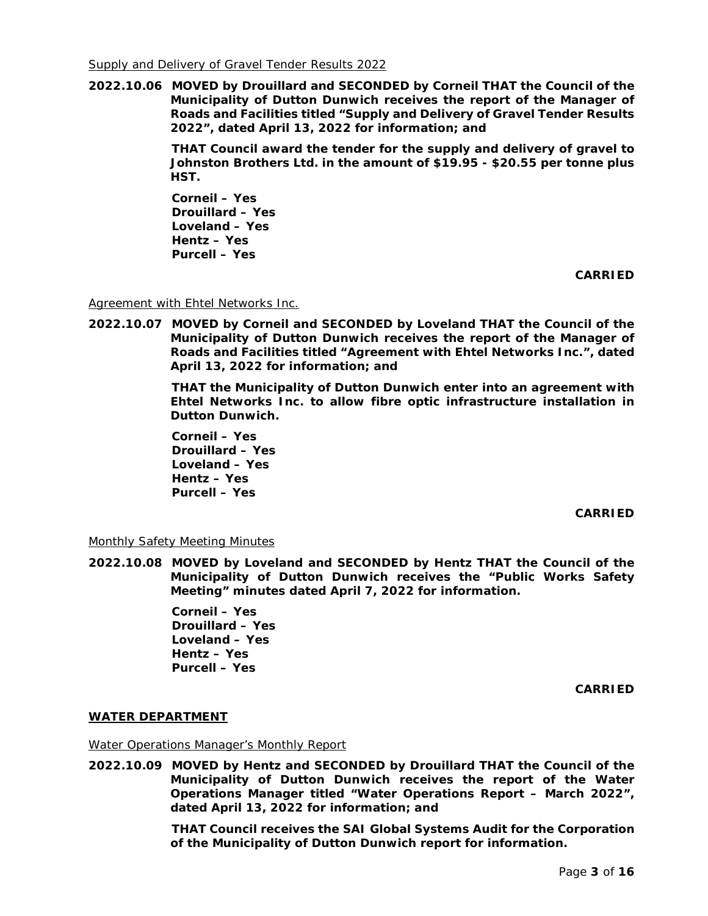Supply and Delivery of Gravel Tender Results 2022

**2022.10.06 MOVED by Drouillard and SECONDED by Corneil THAT the Council of the Municipality of Dutton Dunwich receives the report of the Manager of Roads and Facilities titled "Supply and Delivery of Gravel Tender Results 2022", dated April 13, 2022 for information; and**

**THAT Council award the tender for the supply and delivery of gravel to Johnston Brothers Ltd. in the amount of $19.95 - $20.55 per tonne plus HST.**

**Corneil – Yes**
**Drouillard – Yes**
**Loveland – Yes**
**Hentz – Yes**
**Purcell – Yes**

**CARRIED**

Agreement with Ehtel Networks Inc.

**2022.10.07 MOVED by Corneil and SECONDED by Loveland THAT the Council of the Municipality of Dutton Dunwich receives the report of the Manager of Roads and Facilities titled "Agreement with Ehtel Networks Inc.", dated April 13, 2022 for information; and**

**THAT the Municipality of Dutton Dunwich enter into an agreement with Ehtel Networks Inc. to allow fibre optic infrastructure installation in Dutton Dunwich.**

**Corneil – Yes**
**Drouillard – Yes**
**Loveland – Yes**
**Hentz – Yes**
**Purcell – Yes**

**CARRIED**

Monthly Safety Meeting Minutes

**2022.10.08 MOVED by Loveland and SECONDED by Hentz THAT the Council of the Municipality of Dutton Dunwich receives the "Public Works Safety Meeting" minutes dated April 7, 2022 for information.**

**Corneil – Yes**
**Drouillard – Yes**
**Loveland – Yes**
**Hentz – Yes**
**Purcell – Yes**

**CARRIED**

## WATER DEPARTMENT

Water Operations Manager's Monthly Report

**2022.10.09 MOVED by Hentz and SECONDED by Drouillard THAT the Council of the Municipality of Dutton Dunwich receives the report of the Water Operations Manager titled "Water Operations Report – March 2022", dated April 13, 2022 for information; and**

**THAT Council receives the SAI Global Systems Audit for the Corporation of the Municipality of Dutton Dunwich report for information.**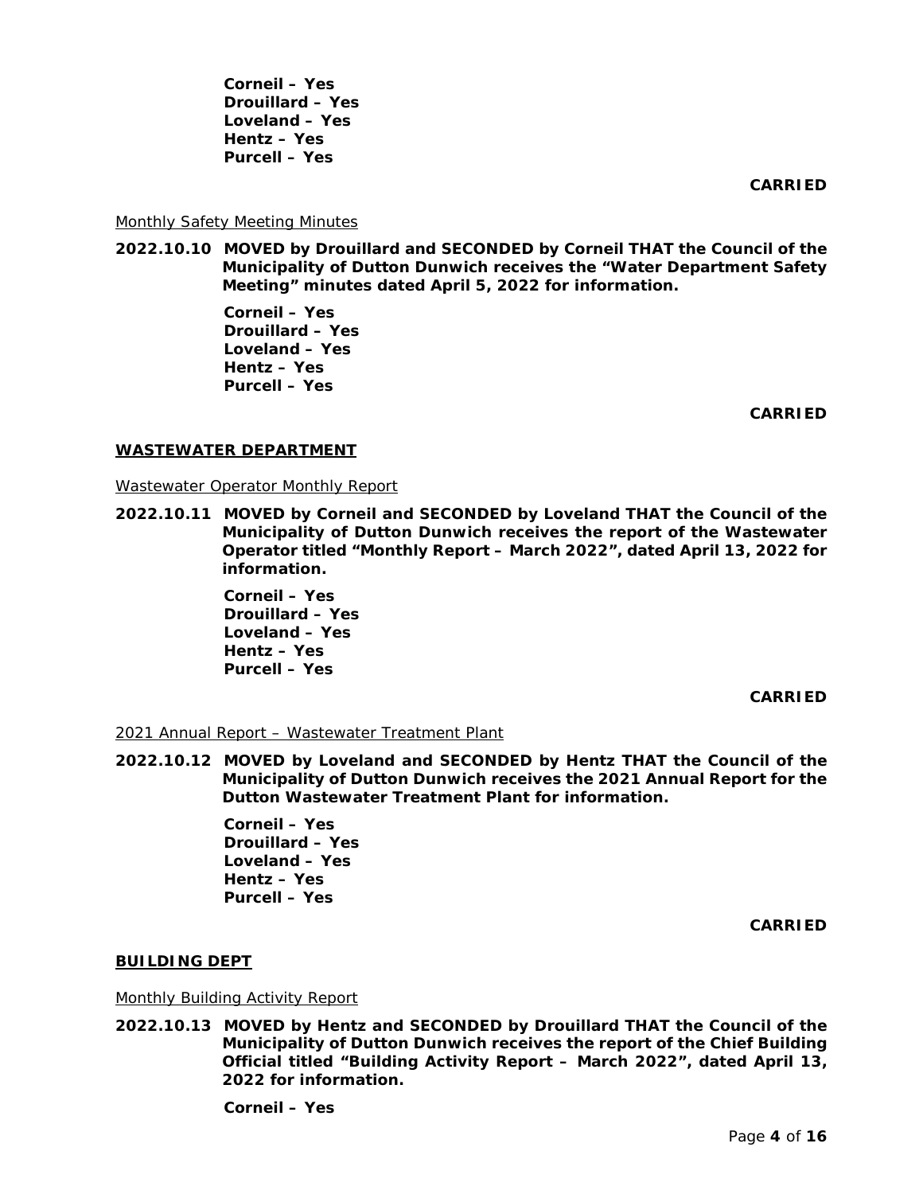**Corneil – Yes**
**Drouillard – Yes**
**Loveland – Yes**
**Hentz – Yes**
**Purcell – Yes**

**CARRIED**

Monthly Safety Meeting Minutes

**2022.10.10 MOVED by Drouillard and SECONDED by Corneil THAT the Council of the Municipality of Dutton Dunwich receives the "Water Department Safety Meeting" minutes dated April 5, 2022 for information.**

**Corneil – Yes**
**Drouillard – Yes**
**Loveland – Yes**
**Hentz – Yes**
**Purcell – Yes**

**CARRIED**

## WASTEWATER DEPARTMENT

Wastewater Operator Monthly Report

**2022.10.11 MOVED by Corneil and SECONDED by Loveland THAT the Council of the Municipality of Dutton Dunwich receives the report of the Wastewater Operator titled "Monthly Report – March 2022", dated April 13, 2022 for information.**

**Corneil – Yes**
**Drouillard – Yes**
**Loveland – Yes**
**Hentz – Yes**
**Purcell – Yes**

**CARRIED**

2021 Annual Report – Wastewater Treatment Plant

**2022.10.12 MOVED by Loveland and SECONDED by Hentz THAT the Council of the Municipality of Dutton Dunwich receives the 2021 Annual Report for the Dutton Wastewater Treatment Plant for information.**

**Corneil – Yes**
**Drouillard – Yes**
**Loveland – Yes**
**Hentz – Yes**
**Purcell – Yes**

**CARRIED**

## BUILDING DEPT

Monthly Building Activity Report

**2022.10.13 MOVED by Hentz and SECONDED by Drouillard THAT the Council of the Municipality of Dutton Dunwich receives the report of the Chief Building Official titled "Building Activity Report – March 2022", dated April 13, 2022 for information.**

**Corneil – Yes**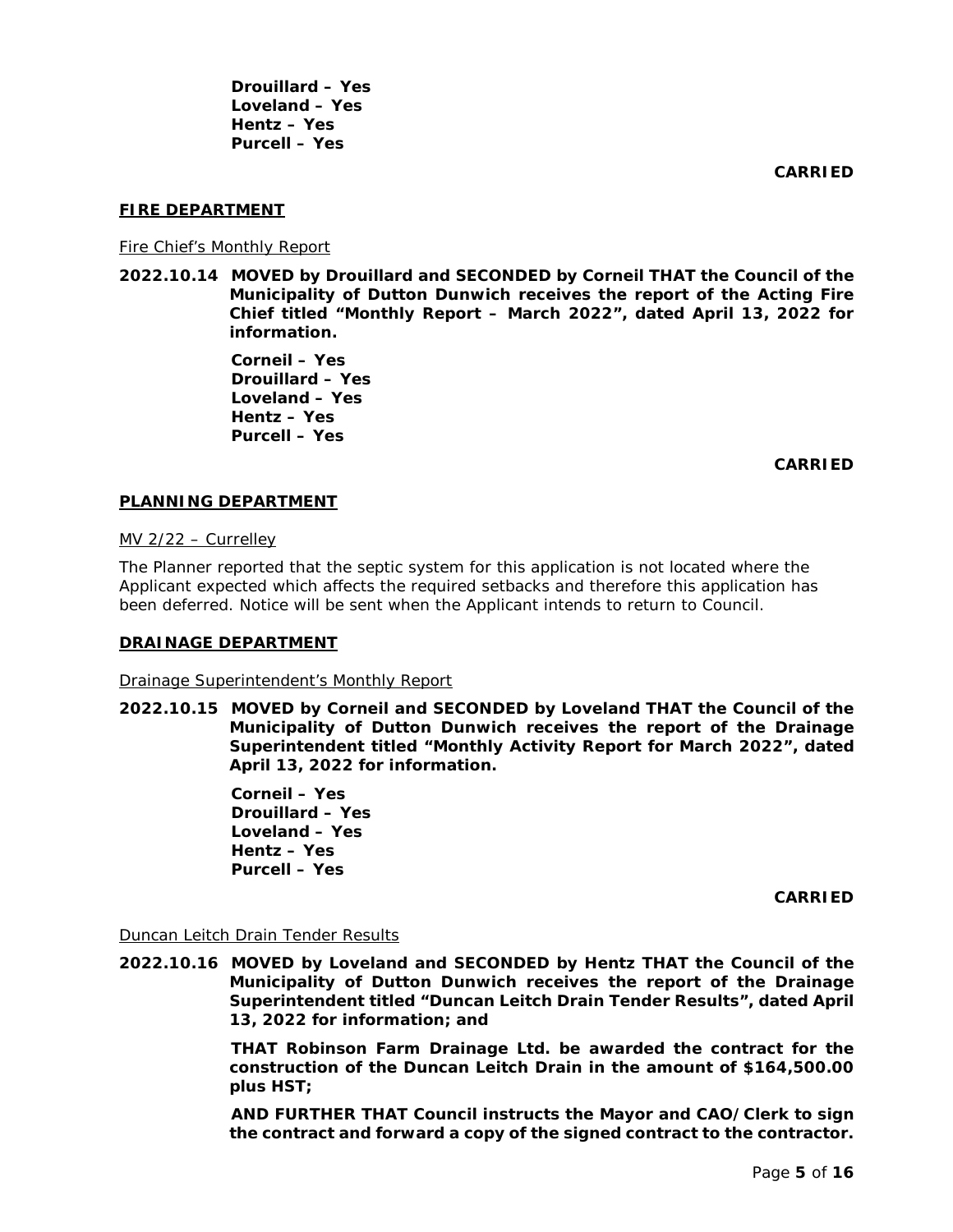**Drouillard – Yes**
**Loveland – Yes**
**Hentz – Yes**
**Purcell – Yes**

**CARRIED**

## FIRE DEPARTMENT

Fire Chief's Monthly Report

**2022.10.14 MOVED by Drouillard and SECONDED by Corneil THAT the Council of the Municipality of Dutton Dunwich receives the report of the Acting Fire Chief titled "Monthly Report – March 2022", dated April 13, 2022 for information.**

**Corneil – Yes**
**Drouillard – Yes**
**Loveland – Yes**
**Hentz – Yes**
**Purcell – Yes**

**CARRIED**

## PLANNING DEPARTMENT

MV 2/22 – Currelley

The Planner reported that the septic system for this application is not located where the Applicant expected which affects the required setbacks and therefore this application has been deferred. Notice will be sent when the Applicant intends to return to Council.

## DRAINAGE DEPARTMENT

Drainage Superintendent's Monthly Report

**2022.10.15 MOVED by Corneil and SECONDED by Loveland THAT the Council of the Municipality of Dutton Dunwich receives the report of the Drainage Superintendent titled "Monthly Activity Report for March 2022", dated April 13, 2022 for information.**

**Corneil – Yes**
**Drouillard – Yes**
**Loveland – Yes**
**Hentz – Yes**
**Purcell – Yes**

**CARRIED**

Duncan Leitch Drain Tender Results

**2022.10.16 MOVED by Loveland and SECONDED by Hentz THAT the Council of the Municipality of Dutton Dunwich receives the report of the Drainage Superintendent titled "Duncan Leitch Drain Tender Results", dated April 13, 2022 for information; and**

**THAT Robinson Farm Drainage Ltd. be awarded the contract for the construction of the Duncan Leitch Drain in the amount of $164,500.00 plus HST;**

**AND FURTHER THAT Council instructs the Mayor and CAO/Clerk to sign the contract and forward a copy of the signed contract to the contractor.**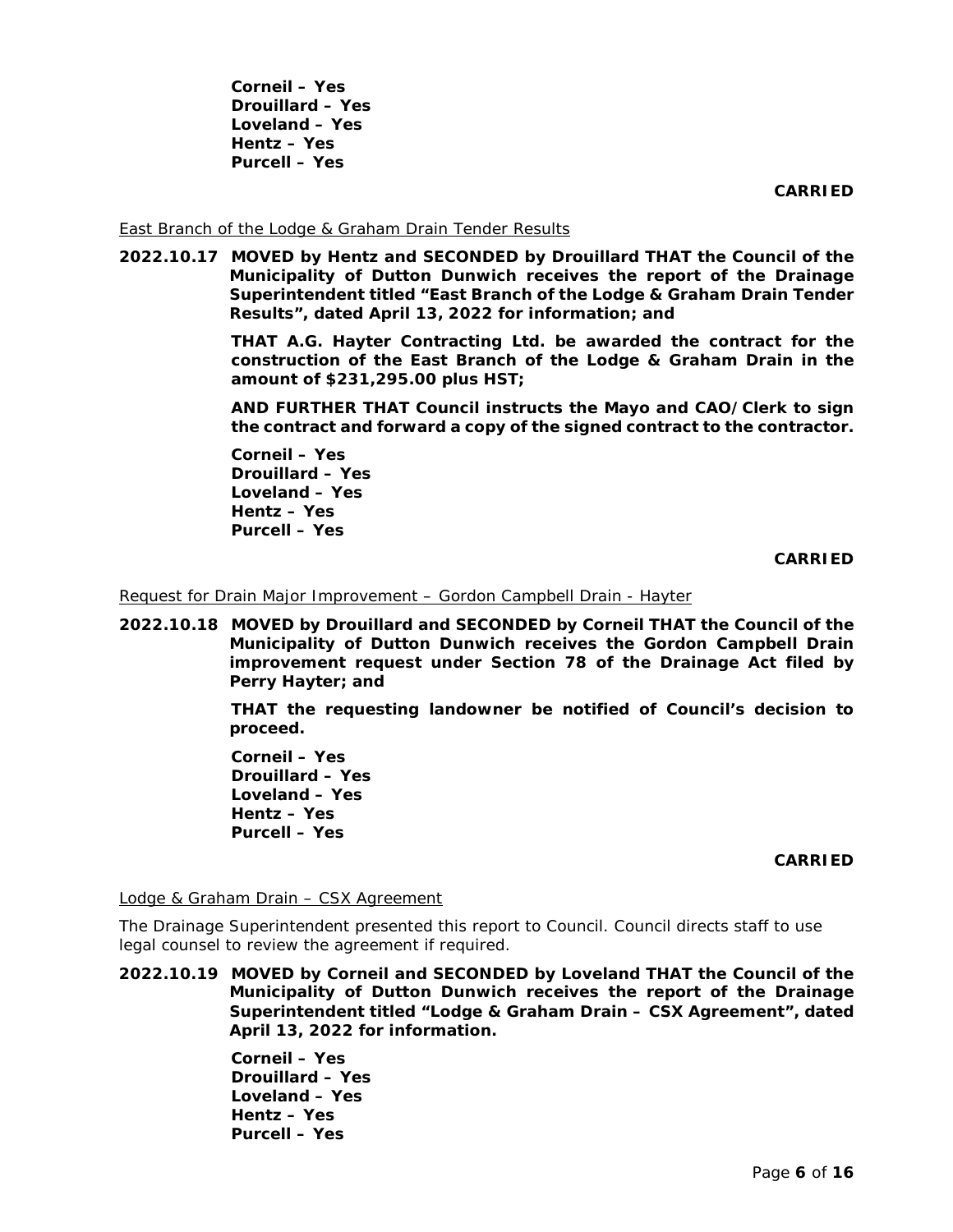**Corneil – Yes**
**Drouillard – Yes**
**Loveland – Yes**
**Hentz – Yes**
**Purcell – Yes**

**CARRIED**

East Branch of the Lodge & Graham Drain Tender Results

**2022.10.17 MOVED by Hentz and SECONDED by Drouillard THAT the Council of the Municipality of Dutton Dunwich receives the report of the Drainage Superintendent titled "East Branch of the Lodge & Graham Drain Tender Results", dated April 13, 2022 for information; and**

**THAT A.G. Hayter Contracting Ltd. be awarded the contract for the construction of the East Branch of the Lodge & Graham Drain in the amount of $231,295.00 plus HST;**

**AND FURTHER THAT Council instructs the Mayo and CAO/Clerk to sign the contract and forward a copy of the signed contract to the contractor.**

**Corneil – Yes**
**Drouillard – Yes**
**Loveland – Yes**
**Hentz – Yes**
**Purcell – Yes**

**CARRIED**

Request for Drain Major Improvement – Gordon Campbell Drain - Hayter

**2022.10.18 MOVED by Drouillard and SECONDED by Corneil THAT the Council of the Municipality of Dutton Dunwich receives the Gordon Campbell Drain improvement request under Section 78 of the Drainage Act filed by Perry Hayter; and**

**THAT the requesting landowner be notified of Council's decision to proceed.**

**Corneil – Yes**
**Drouillard – Yes**
**Loveland – Yes**
**Hentz – Yes**
**Purcell – Yes**

**CARRIED**

Lodge & Graham Drain – CSX Agreement

The Drainage Superintendent presented this report to Council. Council directs staff to use legal counsel to review the agreement if required.

**2022.10.19 MOVED by Corneil and SECONDED by Loveland THAT the Council of the Municipality of Dutton Dunwich receives the report of the Drainage Superintendent titled "Lodge & Graham Drain – CSX Agreement", dated April 13, 2022 for information.**

**Corneil – Yes**
**Drouillard – Yes**
**Loveland – Yes**
**Hentz – Yes**
**Purcell – Yes**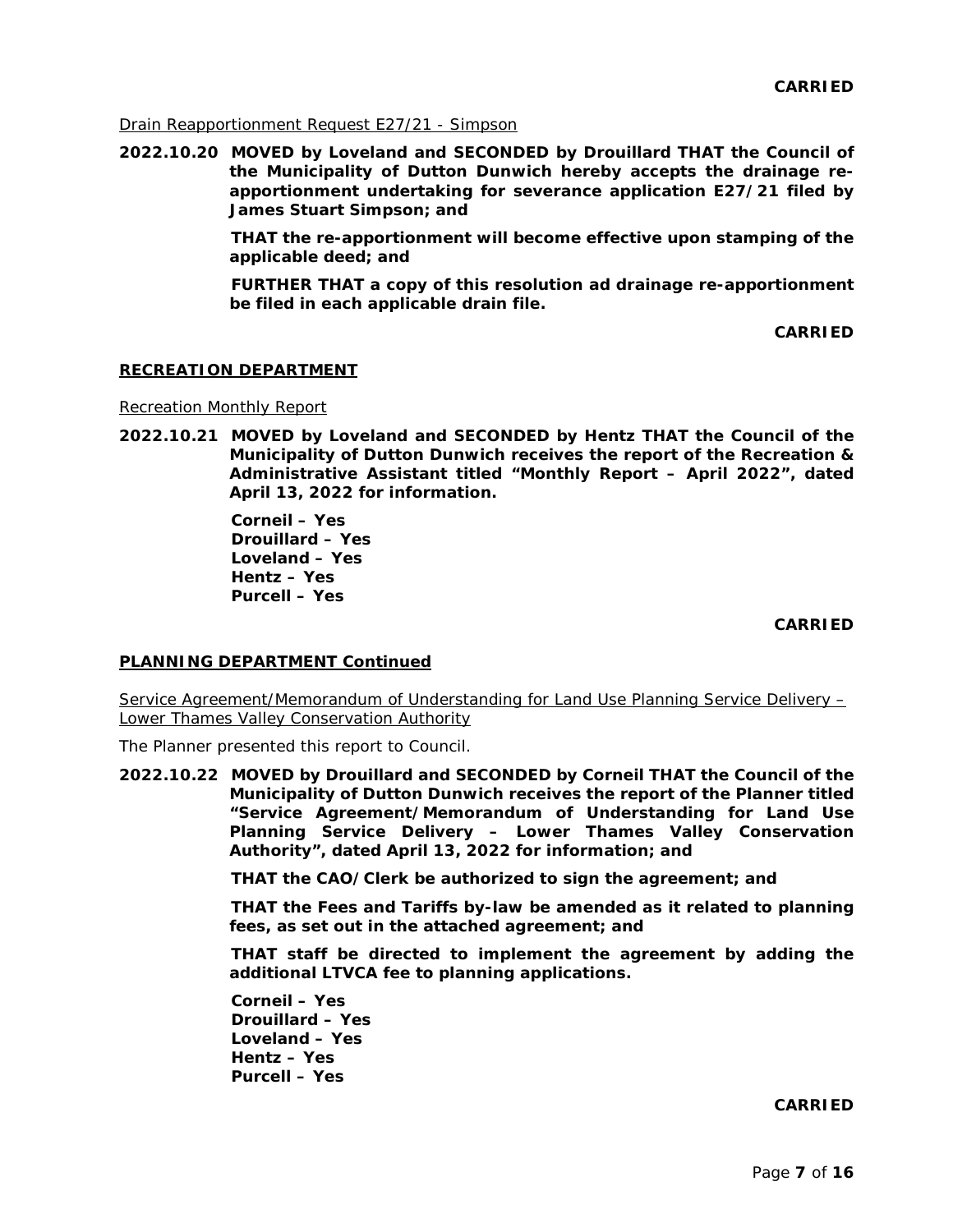**CARRIED**

Drain Reapportionment Request E27/21 - Simpson

**2022.10.20 MOVED by Loveland and SECONDED by Drouillard THAT the Council of the Municipality of Dutton Dunwich hereby accepts the drainage re-apportionment undertaking for severance application E27/21 filed by James Stuart Simpson; and**

**THAT the re-apportionment will become effective upon stamping of the applicable deed; and**

**FURTHER THAT a copy of this resolution ad drainage re-apportionment be filed in each applicable drain file.**

**CARRIED**

## RECREATION DEPARTMENT

Recreation Monthly Report

**2022.10.21 MOVED by Loveland and SECONDED by Hentz THAT the Council of the Municipality of Dutton Dunwich receives the report of the Recreation & Administrative Assistant titled "Monthly Report – April 2022", dated April 13, 2022 for information.**

**Corneil – Yes**
**Drouillard – Yes**
**Loveland – Yes**
**Hentz – Yes**
**Purcell – Yes**

**CARRIED**

## PLANNING DEPARTMENT Continued

Service Agreement/Memorandum of Understanding for Land Use Planning Service Delivery – Lower Thames Valley Conservation Authority

The Planner presented this report to Council.

**2022.10.22 MOVED by Drouillard and SECONDED by Corneil THAT the Council of the Municipality of Dutton Dunwich receives the report of the Planner titled "Service Agreement/Memorandum of Understanding for Land Use Planning Service Delivery – Lower Thames Valley Conservation Authority", dated April 13, 2022 for information; and**

**THAT the CAO/Clerk be authorized to sign the agreement; and**

**THAT the Fees and Tariffs by-law be amended as it related to planning fees, as set out in the attached agreement; and**

**THAT staff be directed to implement the agreement by adding the additional LTVCA fee to planning applications.**

**Corneil – Yes**
**Drouillard – Yes**
**Loveland – Yes**
**Hentz – Yes**
**Purcell – Yes**

**CARRIED**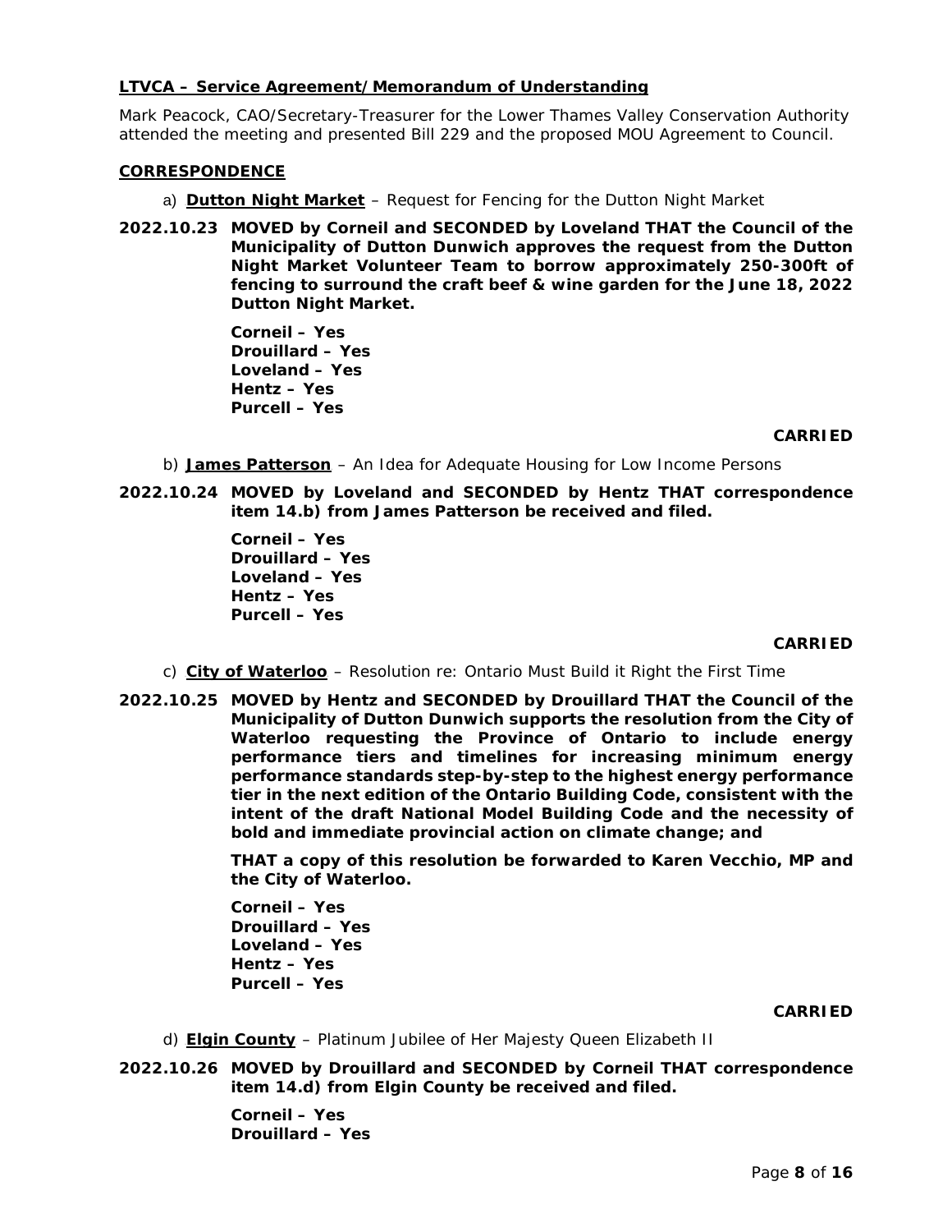**<u>LTVCA – Service Agreement/Memorandum of Understanding</u>**

Mark Peacock, CAO/Secretary-Treasurer for the Lower Thames Valley Conservation Authority attended the meeting and presented Bill 229 and the proposed MOU Agreement to Council.

**<u>CORRESPONDENCE</u>**

a) **<u>Dutton Night Market</u>** – Request for Fencing for the Dutton Night Market

**2022.10.23 MOVED by Corneil and SECONDED by Loveland THAT the Council of the Municipality of Dutton Dunwich approves the request from the Dutton Night Market Volunteer Team to borrow approximately 250-300ft of fencing to surround the craft beef & wine garden for the June 18, 2022 Dutton Night Market.**

**Corneil – Yes**
**Drouillard – Yes**
**Loveland – Yes**
**Hentz – Yes**
**Purcell – Yes**

**CARRIED**

b) **<u>James Patterson</u>** – An Idea for Adequate Housing for Low Income Persons

**2022.10.24 MOVED by Loveland and SECONDED by Hentz THAT correspondence item 14.b) from James Patterson be received and filed.**

**Corneil – Yes**
**Drouillard – Yes**
**Loveland – Yes**
**Hentz – Yes**
**Purcell – Yes**

**CARRIED**

c) **<u>City of Waterloo</u>** – Resolution re: Ontario Must Build it Right the First Time

**2022.10.25 MOVED by Hentz and SECONDED by Drouillard THAT the Council of the Municipality of Dutton Dunwich supports the resolution from the City of Waterloo requesting the Province of Ontario to include energy performance tiers and timelines for increasing minimum energy performance standards step-by-step to the highest energy performance tier in the next edition of the Ontario Building Code, consistent with the intent of the draft National Model Building Code and the necessity of bold and immediate provincial action on climate change; and**

**THAT a copy of this resolution be forwarded to Karen Vecchio, MP and the City of Waterloo.**

**Corneil – Yes**
**Drouillard – Yes**
**Loveland – Yes**
**Hentz – Yes**
**Purcell – Yes**

**CARRIED**

d) **<u>Elgin County</u>** – Platinum Jubilee of Her Majesty Queen Elizabeth II

**2022.10.26 MOVED by Drouillard and SECONDED by Corneil THAT correspondence item 14.d) from Elgin County be received and filed.**

**Corneil – Yes**
**Drouillard – Yes**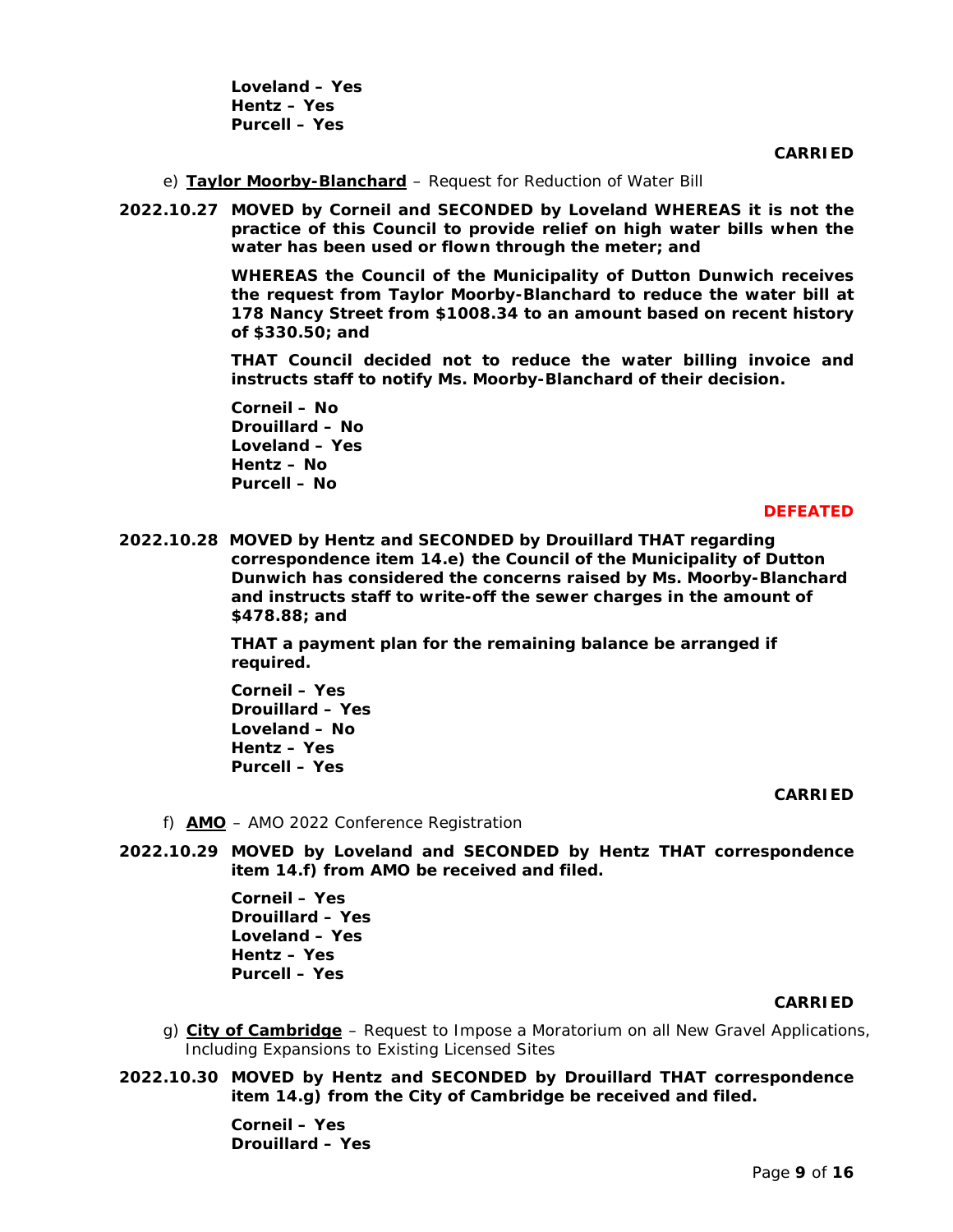**Loveland – Yes**
**Hentz – Yes**
**Purcell – Yes**

**CARRIED**

e) **Taylor Moorby-Blanchard** – Request for Reduction of Water Bill

**2022.10.27 MOVED by Corneil and SECONDED by Loveland WHEREAS it is not the practice of this Council to provide relief on high water bills when the water has been used or flown through the meter; and**

**WHEREAS the Council of the Municipality of Dutton Dunwich receives the request from Taylor Moorby-Blanchard to reduce the water bill at 178 Nancy Street from $1008.34 to an amount based on recent history of $330.50; and**

**THAT Council decided not to reduce the water billing invoice and instructs staff to notify Ms. Moorby-Blanchard of their decision.**

**Corneil – No**
**Drouillard – No**
**Loveland – Yes**
**Hentz – No**
**Purcell – No**

**DEFEATED**

**2022.10.28 MOVED by Hentz and SECONDED by Drouillard THAT regarding correspondence item 14.e) the Council of the Municipality of Dutton Dunwich has considered the concerns raised by Ms. Moorby-Blanchard and instructs staff to write-off the sewer charges in the amount of $478.88; and**

**THAT a payment plan for the remaining balance be arranged if required.**

**Corneil – Yes**
**Drouillard – Yes**
**Loveland – No**
**Hentz – Yes**
**Purcell – Yes**

**CARRIED**

f) **AMO** – AMO 2022 Conference Registration

**2022.10.29 MOVED by Loveland and SECONDED by Hentz THAT correspondence item 14.f) from AMO be received and filed.**

**Corneil – Yes**
**Drouillard – Yes**
**Loveland – Yes**
**Hentz – Yes**
**Purcell – Yes**

**CARRIED**

g) **City of Cambridge** – Request to Impose a Moratorium on all New Gravel Applications, Including Expansions to Existing Licensed Sites

**2022.10.30 MOVED by Hentz and SECONDED by Drouillard THAT correspondence item 14.g) from the City of Cambridge be received and filed.**

**Corneil – Yes**
**Drouillard – Yes**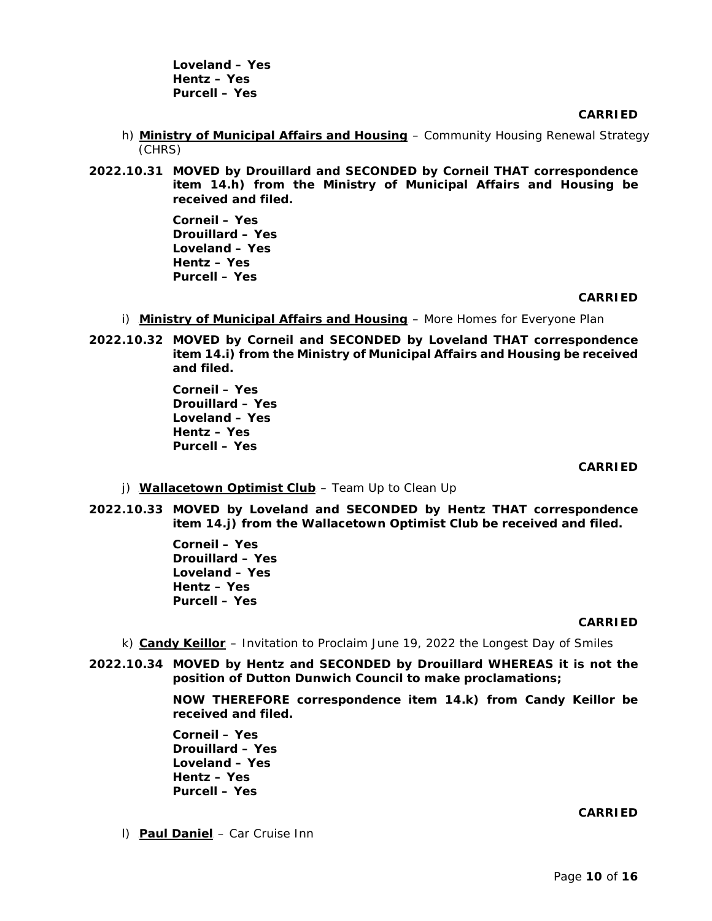**Loveland – Yes**
**Hentz – Yes**
**Purcell – Yes**

**CARRIED**

h) **Ministry of Municipal Affairs and Housing** – Community Housing Renewal Strategy (CHRS)

**2022.10.31 MOVED by Drouillard and SECONDED by Corneil THAT correspondence item 14.h) from the Ministry of Municipal Affairs and Housing be received and filed.**

**Corneil – Yes**
**Drouillard – Yes**
**Loveland – Yes**
**Hentz – Yes**
**Purcell – Yes**

**CARRIED**

i) **Ministry of Municipal Affairs and Housing** – More Homes for Everyone Plan

**2022.10.32 MOVED by Corneil and SECONDED by Loveland THAT correspondence item 14.i) from the Ministry of Municipal Affairs and Housing be received and filed.**

**Corneil – Yes**
**Drouillard – Yes**
**Loveland – Yes**
**Hentz – Yes**
**Purcell – Yes**

**CARRIED**

j) **Wallacetown Optimist Club** – Team Up to Clean Up

**2022.10.33 MOVED by Loveland and SECONDED by Hentz THAT correspondence item 14.j) from the Wallacetown Optimist Club be received and filed.**

**Corneil – Yes**
**Drouillard – Yes**
**Loveland – Yes**
**Hentz – Yes**
**Purcell – Yes**

**CARRIED**

k) **Candy Keillor** – Invitation to Proclaim June 19, 2022 the Longest Day of Smiles

**2022.10.34 MOVED by Hentz and SECONDED by Drouillard WHEREAS it is not the position of Dutton Dunwich Council to make proclamations;**

**NOW THEREFORE correspondence item 14.k) from Candy Keillor be received and filed.**

**Corneil – Yes**
**Drouillard – Yes**
**Loveland – Yes**
**Hentz – Yes**
**Purcell – Yes**

**CARRIED**

l) **Paul Daniel** – Car Cruise Inn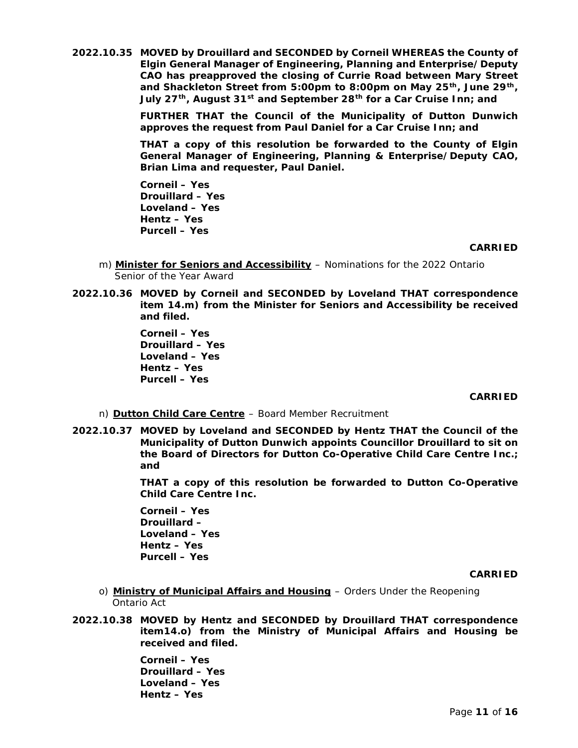**2022.10.35 MOVED by Drouillard and SECONDED by Corneil WHEREAS the County of Elgin General Manager of Engineering, Planning and Enterprise/Deputy CAO has preapproved the closing of Currie Road between Mary Street and Shackleton Street from 5:00pm to 8:00pm on May 25th, June 29th, July 27th, August 31st and September 28th for a Car Cruise Inn; and**

**FURTHER THAT the Council of the Municipality of Dutton Dunwich approves the request from Paul Daniel for a Car Cruise Inn; and**

**THAT a copy of this resolution be forwarded to the County of Elgin General Manager of Engineering, Planning & Enterprise/Deputy CAO, Brian Lima and requester, Paul Daniel.**

**Corneil – Yes**
**Drouillard – Yes**
**Loveland – Yes**
**Hentz – Yes**
**Purcell – Yes**

**CARRIED**

m) **Minister for Seniors and Accessibility** – Nominations for the 2022 Ontario Senior of the Year Award

**2022.10.36 MOVED by Corneil and SECONDED by Loveland THAT correspondence item 14.m) from the Minister for Seniors and Accessibility be received and filed.**

**Corneil – Yes**
**Drouillard – Yes**
**Loveland – Yes**
**Hentz – Yes**
**Purcell – Yes**

**CARRIED**

n) **Dutton Child Care Centre** – Board Member Recruitment

**2022.10.37 MOVED by Loveland and SECONDED by Hentz THAT the Council of the Municipality of Dutton Dunwich appoints Councillor Drouillard to sit on the Board of Directors for Dutton Co-Operative Child Care Centre Inc.; and**

**THAT a copy of this resolution be forwarded to Dutton Co-Operative Child Care Centre Inc.**

**Corneil – Yes**
**Drouillard –**
**Loveland – Yes**
**Hentz – Yes**
**Purcell – Yes**

**CARRIED**

o) **Ministry of Municipal Affairs and Housing** – Orders Under the Reopening Ontario Act

**2022.10.38 MOVED by Hentz and SECONDED by Drouillard THAT correspondence item14.o) from the Ministry of Municipal Affairs and Housing be received and filed.**

**Corneil – Yes**
**Drouillard – Yes**
**Loveland – Yes**
**Hentz – Yes**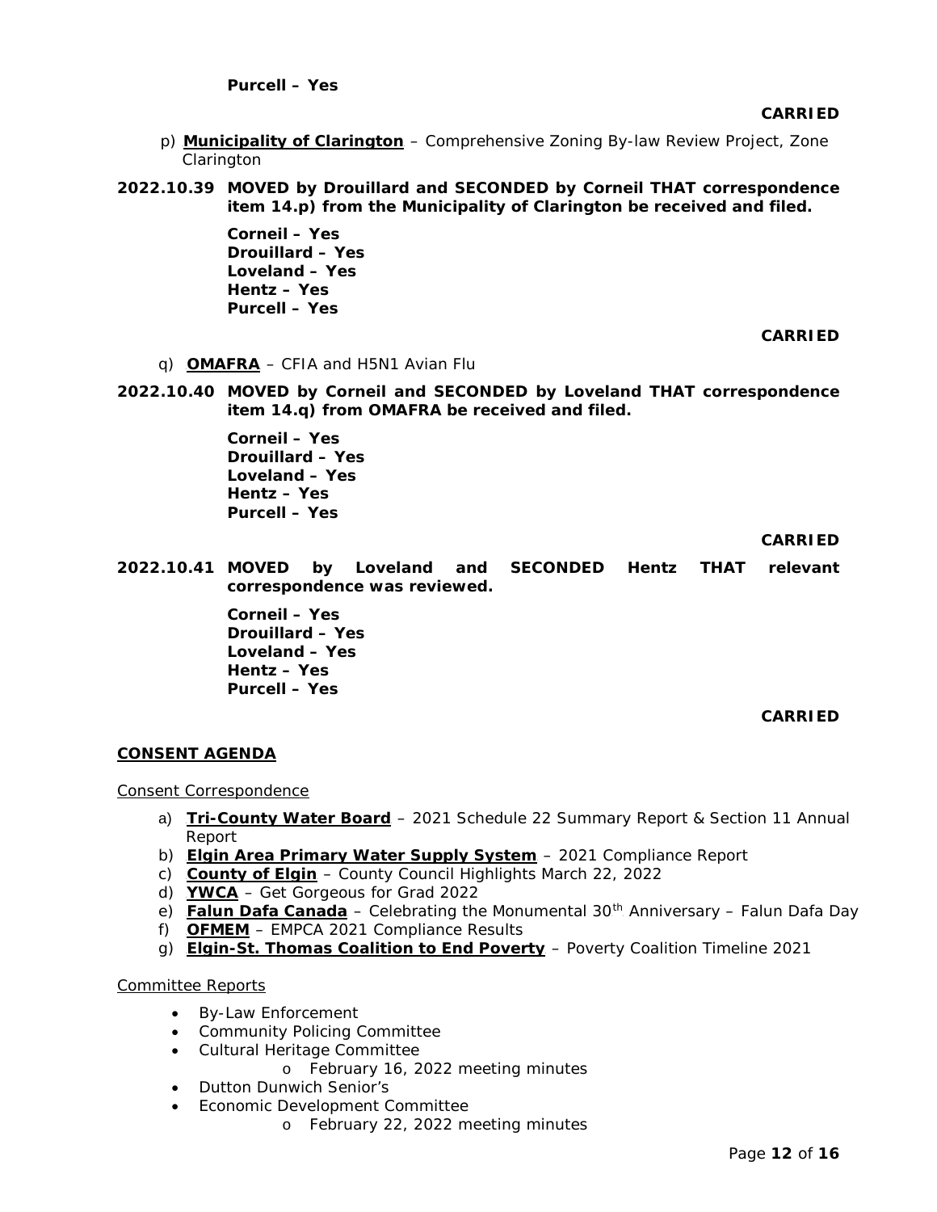**Purcell – Yes**

**CARRIED**

p) **Municipality of Clarington** – Comprehensive Zoning By-law Review Project, Zone Clarington

**2022.10.39 MOVED by Drouillard and SECONDED by Corneil THAT correspondence item 14.p) from the Municipality of Clarington be received and filed.**

**Corneil – Yes**
**Drouillard – Yes**
**Loveland – Yes**
**Hentz – Yes**
**Purcell – Yes**

**CARRIED**

q) **OMAFRA** – CFIA and H5N1 Avian Flu

**2022.10.40 MOVED by Corneil and SECONDED by Loveland THAT correspondence item 14.q) from OMAFRA be received and filed.**

**Corneil – Yes**
**Drouillard – Yes**
**Loveland – Yes**
**Hentz – Yes**
**Purcell – Yes**

**CARRIED**

**2022.10.41 MOVED by Loveland and SECONDED Hentz THAT relevant correspondence was reviewed.**

**Corneil – Yes**
**Drouillard – Yes**
**Loveland – Yes**
**Hentz – Yes**
**Purcell – Yes**

**CARRIED**

## CONSENT AGENDA

Consent Correspondence

a) **Tri-County Water Board** – 2021 Schedule 22 Summary Report & Section 11 Annual Report
b) **Elgin Area Primary Water Supply System** – 2021 Compliance Report
c) **County of Elgin** – County Council Highlights March 22, 2022
d) **YWCA** – Get Gorgeous for Grad 2022
e) **Falun Dafa Canada** – Celebrating the Monumental 30th Anniversary – Falun Dafa Day
f) **OFMEM** – EMPCA 2021 Compliance Results
g) **Elgin-St. Thomas Coalition to End Poverty** – Poverty Coalition Timeline 2021

Committee Reports

- By-Law Enforcement
- Community Policing Committee
- Cultural Heritage Committee
  - February 16, 2022 meeting minutes
- Dutton Dunwich Senior's
- Economic Development Committee
  - February 22, 2022 meeting minutes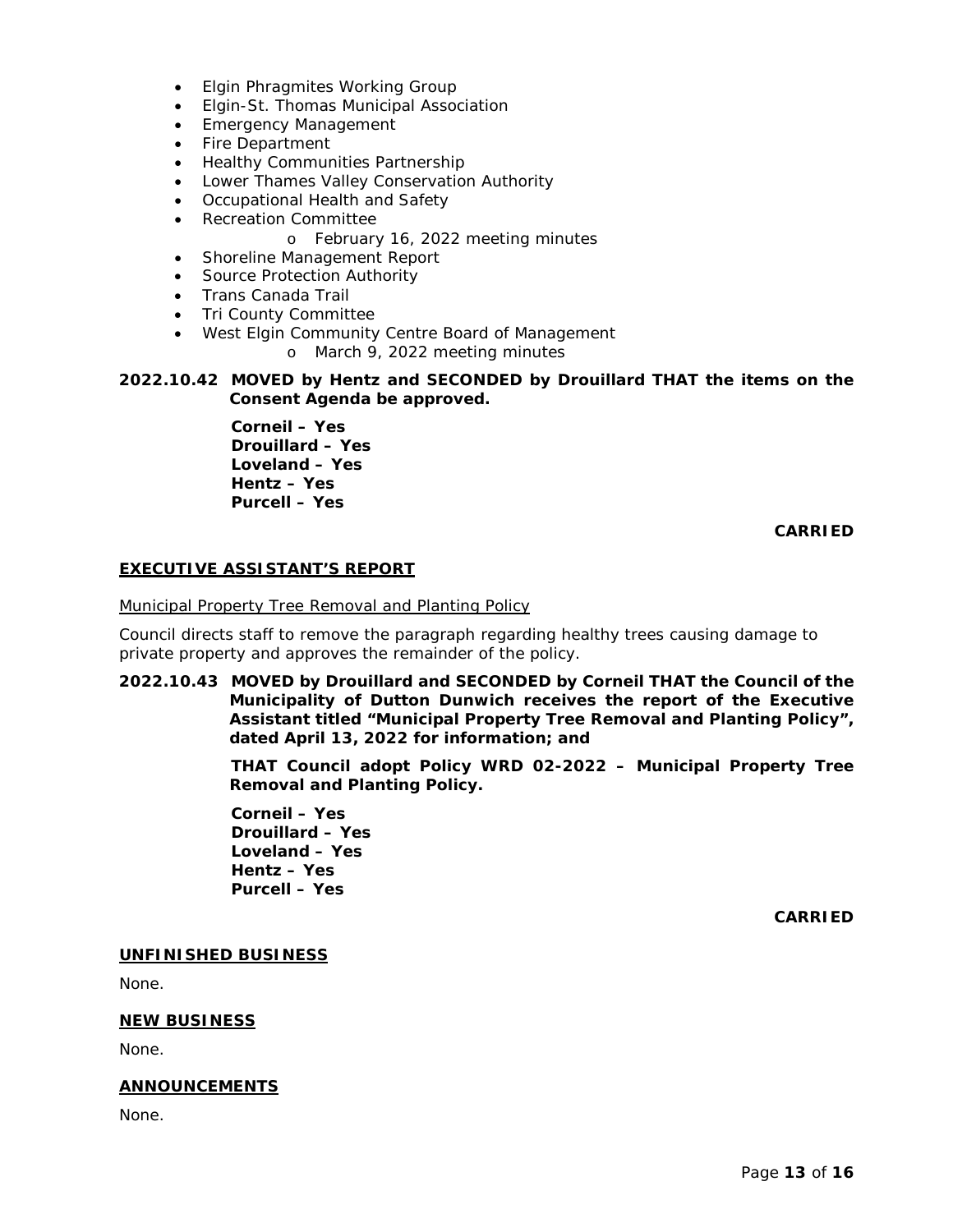- Elgin Phragmites Working Group
- Elgin-St. Thomas Municipal Association
- Emergency Management
- Fire Department
- Healthy Communities Partnership
- Lower Thames Valley Conservation Authority
- Occupational Health and Safety
- Recreation Committee
    - February 16, 2022 meeting minutes
- Shoreline Management Report
- Source Protection Authority
- Trans Canada Trail
- Tri County Committee
- West Elgin Community Centre Board of Management
    - March 9, 2022 meeting minutes

**2022.10.42 MOVED by Hentz and SECONDED by Drouillard THAT the items on the Consent Agenda be approved.**

**Corneil – Yes**
**Drouillard – Yes**
**Loveland – Yes**
**Hentz – Yes**
**Purcell – Yes**

**CARRIED**

## EXECUTIVE ASSISTANT'S REPORT

Municipal Property Tree Removal and Planting Policy

Council directs staff to remove the paragraph regarding healthy trees causing damage to private property and approves the remainder of the policy.

**2022.10.43 MOVED by Drouillard and SECONDED by Corneil THAT the Council of the Municipality of Dutton Dunwich receives the report of the Executive Assistant titled "Municipal Property Tree Removal and Planting Policy", dated April 13, 2022 for information; and**

**THAT Council adopt Policy WRD 02-2022 – Municipal Property Tree Removal and Planting Policy.**

**Corneil – Yes**
**Drouillard – Yes**
**Loveland – Yes**
**Hentz – Yes**
**Purcell – Yes**

**CARRIED**

## UNFINISHED BUSINESS

None.

## NEW BUSINESS

None.

## ANNOUNCEMENTS

None.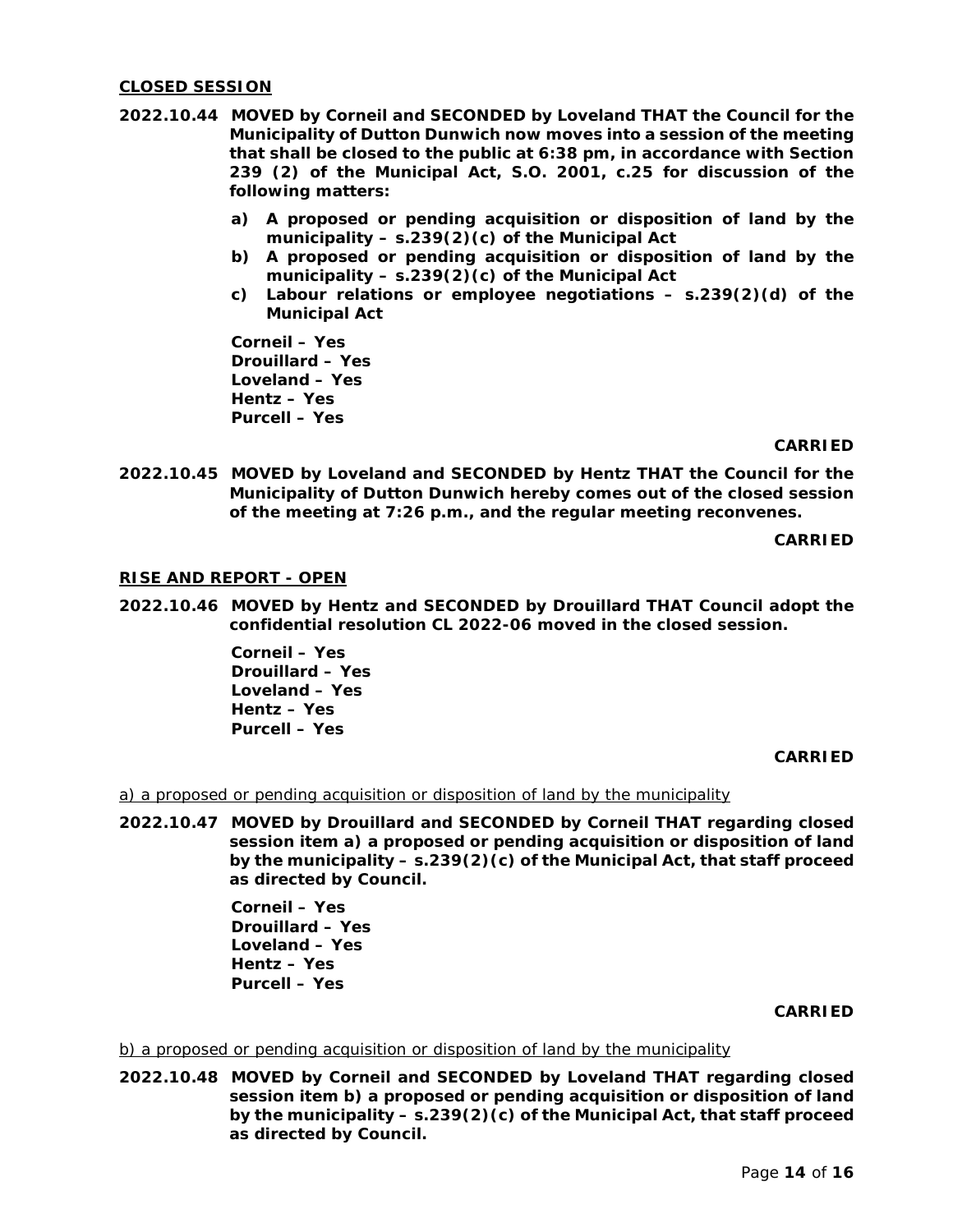**CLOSED SESSION**

**2022.10.44 MOVED by Corneil and SECONDED by Loveland THAT the Council for the Municipality of Dutton Dunwich now moves into a session of the meeting that shall be closed to the public at 6:38 pm, in accordance with Section 239 (2) of the Municipal Act, S.O. 2001, c.25 for discussion of the following matters:**

**a) A proposed or pending acquisition or disposition of land by the municipality – s.239(2)(c) of the Municipal Act**
**b) A proposed or pending acquisition or disposition of land by the municipality – s.239(2)(c) of the Municipal Act**
**c) Labour relations or employee negotiations – s.239(2)(d) of the Municipal Act**

**Corneil – Yes**
**Drouillard – Yes**
**Loveland – Yes**
**Hentz – Yes**
**Purcell – Yes**

**CARRIED**

**2022.10.45 MOVED by Loveland and SECONDED by Hentz THAT the Council for the Municipality of Dutton Dunwich hereby comes out of the closed session of the meeting at 7:26 p.m., and the regular meeting reconvenes.**

**CARRIED**

**RISE AND REPORT - OPEN**

**2022.10.46 MOVED by Hentz and SECONDED by Drouillard THAT Council adopt the confidential resolution CL 2022-06 moved in the closed session.**

**Corneil – Yes**
**Drouillard – Yes**
**Loveland – Yes**
**Hentz – Yes**
**Purcell – Yes**

**CARRIED**

a) a proposed or pending acquisition or disposition of land by the municipality

**2022.10.47 MOVED by Drouillard and SECONDED by Corneil THAT regarding closed session item a) a proposed or pending acquisition or disposition of land by the municipality – s.239(2)(c) of the Municipal Act, that staff proceed as directed by Council.**

**Corneil – Yes**
**Drouillard – Yes**
**Loveland – Yes**
**Hentz – Yes**
**Purcell – Yes**

**CARRIED**

b) a proposed or pending acquisition or disposition of land by the municipality

**2022.10.48 MOVED by Corneil and SECONDED by Loveland THAT regarding closed session item b) a proposed or pending acquisition or disposition of land by the municipality – s.239(2)(c) of the Municipal Act, that staff proceed as directed by Council.**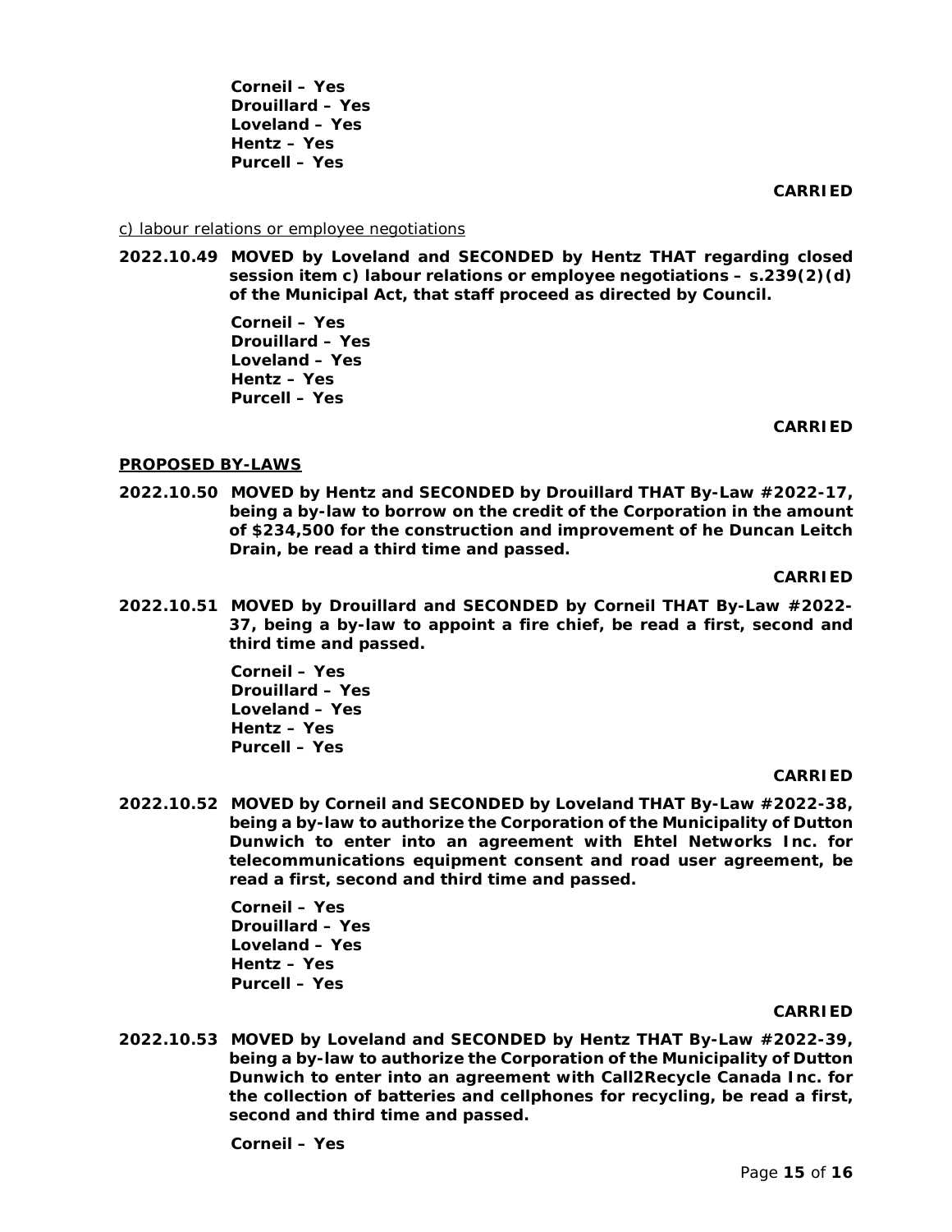**Corneil – Yes**
**Drouillard – Yes**
**Loveland – Yes**
**Hentz – Yes**
**Purcell – Yes**

**CARRIED**

c) labour relations or employee negotiations

**2022.10.49 MOVED by Loveland and SECONDED by Hentz THAT regarding closed session item c) labour relations or employee negotiations – s.239(2)(d) of the Municipal Act, that staff proceed as directed by Council.**

**Corneil – Yes**
**Drouillard – Yes**
**Loveland – Yes**
**Hentz – Yes**
**Purcell – Yes**

**CARRIED**

## PROPOSED BY-LAWS

**2022.10.50 MOVED by Hentz and SECONDED by Drouillard THAT By-Law #2022-17, being a by-law to borrow on the credit of the Corporation in the amount of $234,500 for the construction and improvement of he Duncan Leitch Drain, be read a third time and passed.**

**CARRIED**

**2022.10.51 MOVED by Drouillard and SECONDED by Corneil THAT By-Law #2022-37, being a by-law to appoint a fire chief, be read a first, second and third time and passed.**

**Corneil – Yes**
**Drouillard – Yes**
**Loveland – Yes**
**Hentz – Yes**
**Purcell – Yes**

**CARRIED**

**2022.10.52 MOVED by Corneil and SECONDED by Loveland THAT By-Law #2022-38, being a by-law to authorize the Corporation of the Municipality of Dutton Dunwich to enter into an agreement with Ehtel Networks Inc. for telecommunications equipment consent and road user agreement, be read a first, second and third time and passed.**

**Corneil – Yes**
**Drouillard – Yes**
**Loveland – Yes**
**Hentz – Yes**
**Purcell – Yes**

**CARRIED**

**2022.10.53 MOVED by Loveland and SECONDED by Hentz THAT By-Law #2022-39, being a by-law to authorize the Corporation of the Municipality of Dutton Dunwich to enter into an agreement with Call2Recycle Canada Inc. for the collection of batteries and cellphones for recycling, be read a first, second and third time and passed.**

**Corneil – Yes**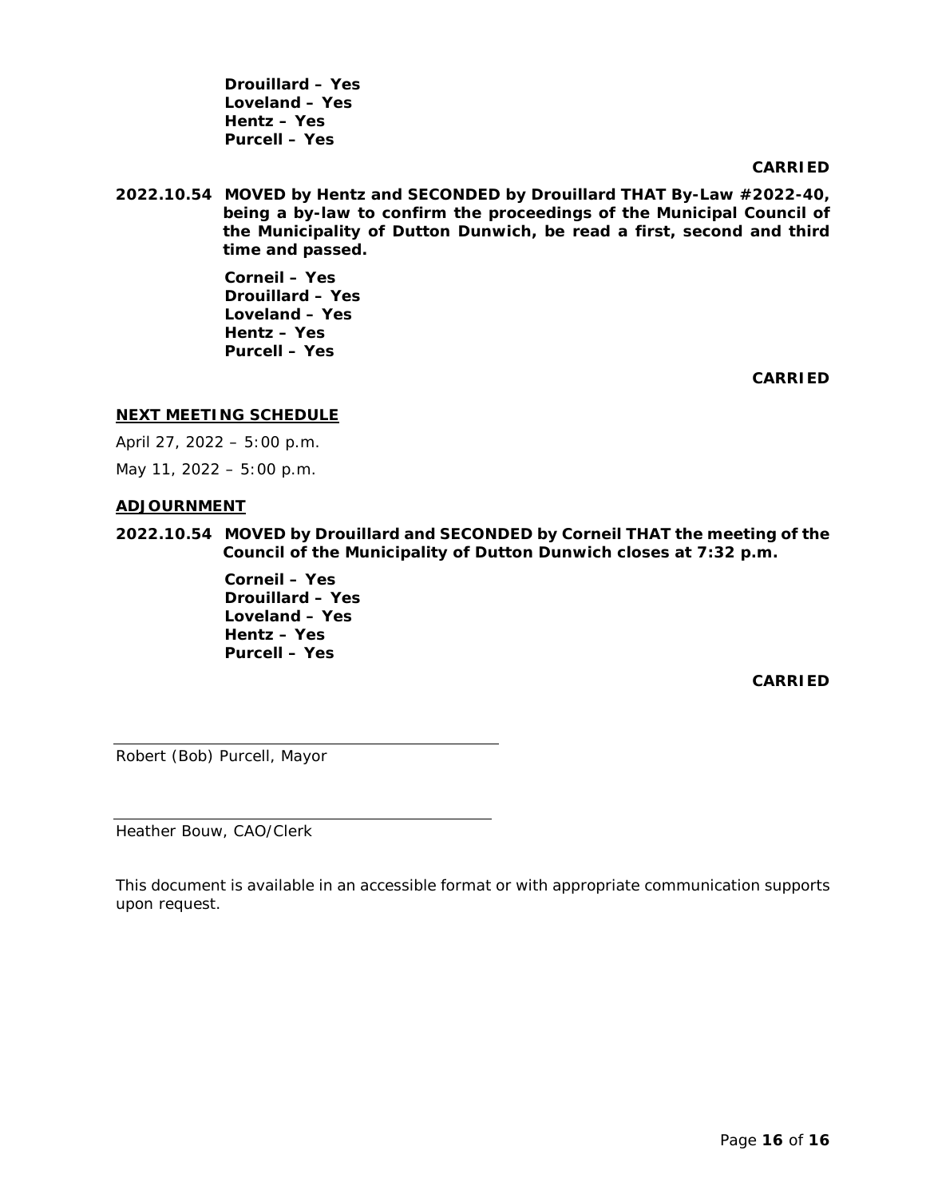**Drouillard – Yes**
**Loveland – Yes**
**Hentz – Yes**
**Purcell – Yes**

**CARRIED**

**2022.10.54 MOVED by Hentz and SECONDED by Drouillard THAT By-Law #2022-40, being a by-law to confirm the proceedings of the Municipal Council of the Municipality of Dutton Dunwich, be read a first, second and third time and passed.**

**Corneil – Yes**
**Drouillard – Yes**
**Loveland – Yes**
**Hentz – Yes**
**Purcell – Yes**

**CARRIED**

## NEXT MEETING SCHEDULE

April 27, 2022 – 5:00 p.m.

May 11, 2022 – 5:00 p.m.

## ADJOURNMENT

**2022.10.54 MOVED by Drouillard and SECONDED by Corneil THAT the meeting of the Council of the Municipality of Dutton Dunwich closes at 7:32 p.m.**

**Corneil – Yes**
**Drouillard – Yes**
**Loveland – Yes**
**Hentz – Yes**
**Purcell – Yes**

**CARRIED**

Robert (Bob) Purcell, Mayor

Heather Bouw, CAO/Clerk

This document is available in an accessible format or with appropriate communication supports upon request.